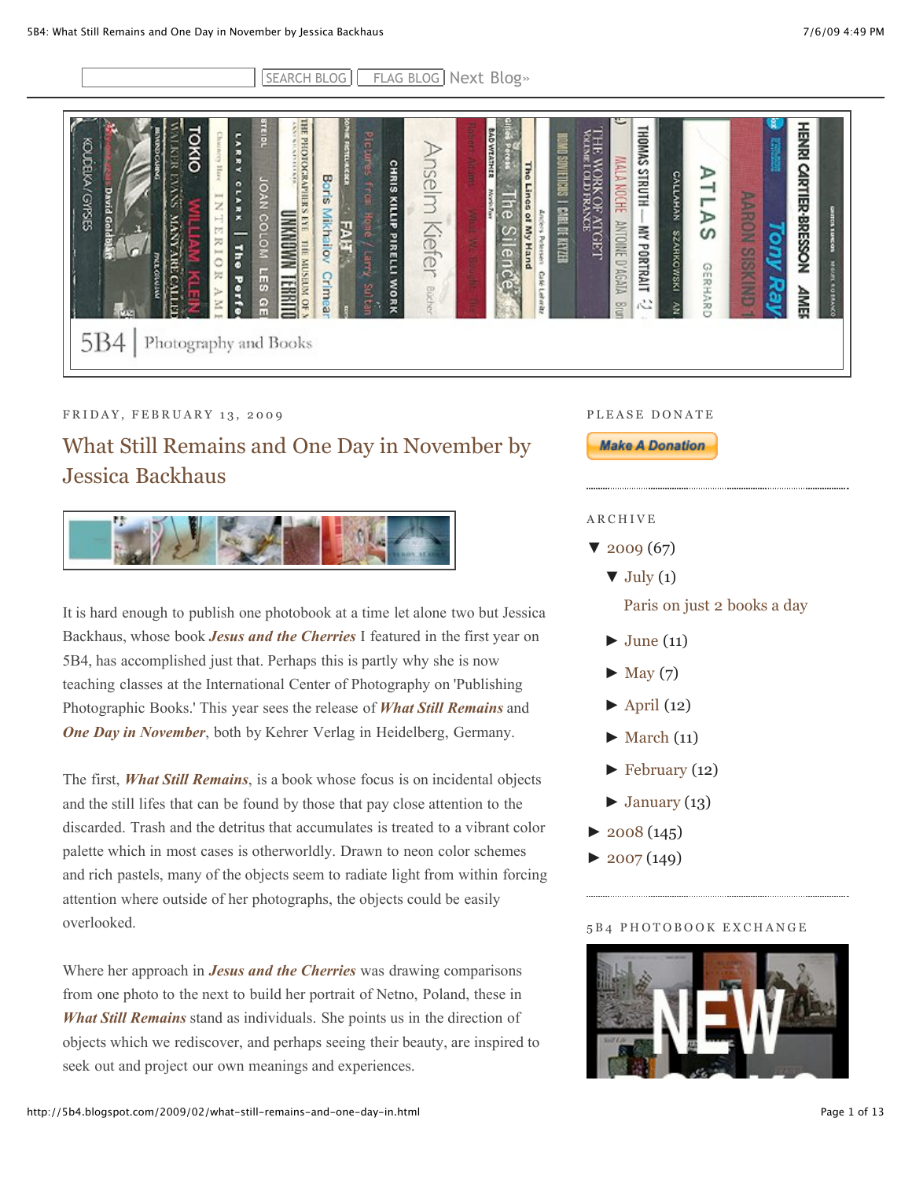SEARCH BLOG | FLAG BLOG | Next Blog»

5B4 | Photography and Books

FRIDAY, FEBRUARY 13, 2009

# What Still Remains and One Day in November by Jessica Backhaus

It is hard enough to publish one photobook at a time let alone two but Jessica Backhaus, whose book ***Jesus and the Cherries*** I featured in the first year on 5B4, has accomplished just that. Perhaps this is partly why she is now teaching classes at the International Center of Photography on 'Publishing Photographic Books.' This year sees the release of ***What Still Remains*** and ***One Day in November***, both by Kehrer Verlag in Heidelberg, Germany.

The first, ***What Still Remains***, is a book whose focus is on incidental objects and the still lifes that can be found by those that pay close attention to the discarded. Trash and the detritus that accumulates is treated to a vibrant color palette which in most cases is otherworldly. Drawn to neon color schemes and rich pastels, many of the objects seem to radiate light from within forcing attention where outside of her photographs, the objects could be easily overlooked.

Where her approach in ***Jesus and the Cherries*** was drawing comparisons from one photo to the next to build her portrait of Netno, Poland, these in ***What Still Remains*** stand as individuals. She points us in the direction of objects which we rediscover, and perhaps seeing their beauty, are inspired to seek out and project our own meanings and experiences.

PLEASE DONATE

Make A Donation

ARCHIVE

- ▼ 2009 (67)
  - ▼ July (1)
    - Paris on just 2 books a day
  - ► June (11)
  - ► May (7)
  - ► April (12)
  - ► March (11)
  - ► February (12)
  - ► January (13)
- ► 2008 (145)
- ► 2007 (149)

5B4 PHOTOBOOK EXCHANGE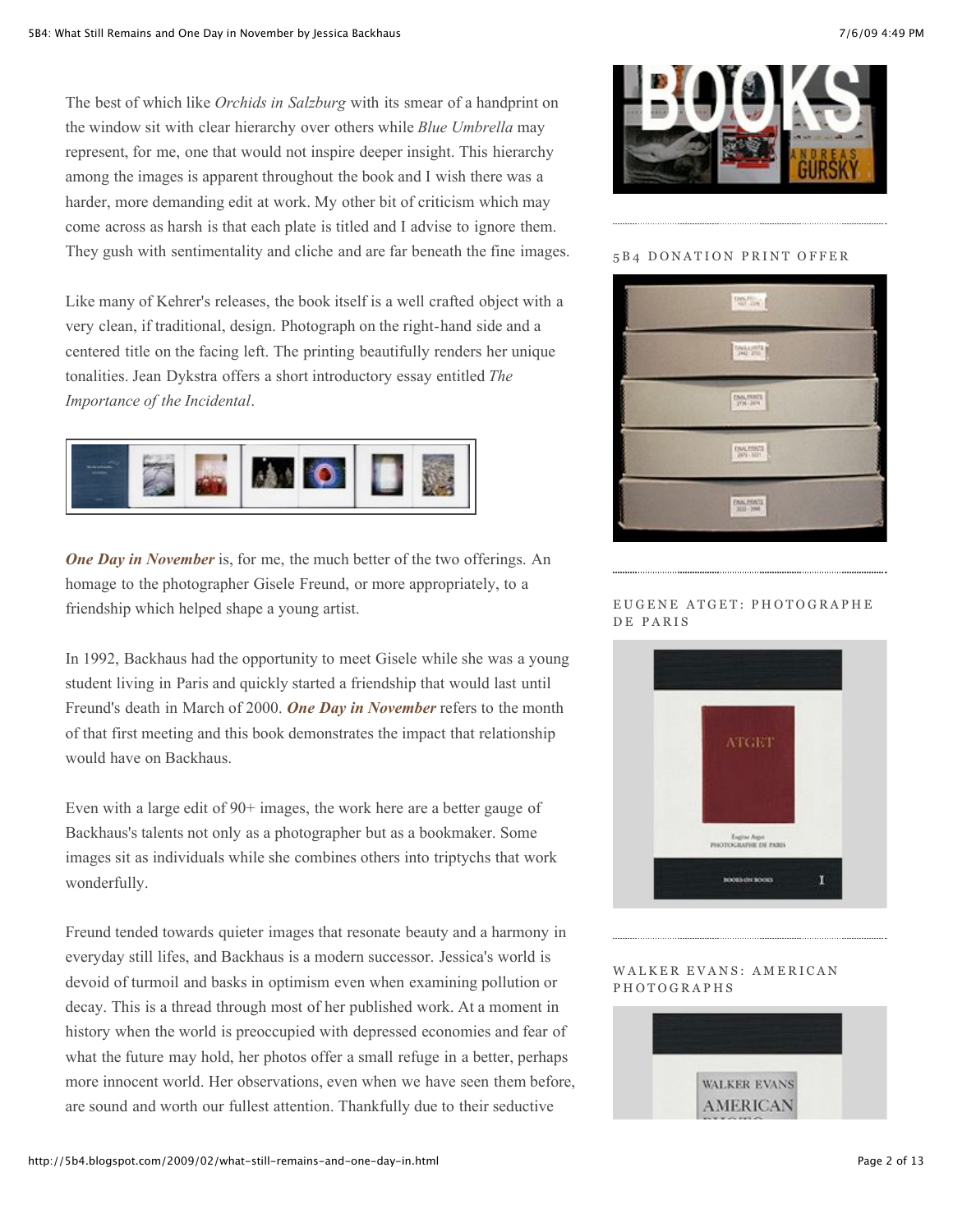The best of which like *Orchids in Salzburg* with its smear of a handprint on the window sit with clear hierarchy over others while *Blue Umbrella* may represent, for me, one that would not inspire deeper insight. This hierarchy among the images is apparent throughout the book and I wish there was a harder, more demanding edit at work. My other bit of criticism which may come across as harsh is that each plate is titled and I advise to ignore them. They gush with sentimentality and cliche and are far beneath the fine images.

Like many of Kehrer's releases, the book itself is a well crafted object with a very clean, if traditional, design. Photograph on the right-hand side and a centered title on the facing left. The printing beautifully renders her unique tonalities. Jean Dykstra offers a short introductory essay entitled *The Importance of the Incidental*.

***One Day in November*** is, for me, the much better of the two offerings. An homage to the photographer Gisele Freund, or more appropriately, to a friendship which helped shape a young artist.

In 1992, Backhaus had the opportunity to meet Gisele while she was a young student living in Paris and quickly started a friendship that would last until Freund's death in March of 2000. ***One Day in November*** refers to the month of that first meeting and this book demonstrates the impact that relationship would have on Backhaus.

Even with a large edit of 90+ images, the work here are a better gauge of Backhaus's talents not only as a photographer but as a bookmaker. Some images sit as individuals while she combines others into triptychs that work wonderfully.

Freund tended towards quieter images that resonate beauty and a harmony in everyday still lifes, and Backhaus is a modern successor. Jessica's world is devoid of turmoil and basks in optimism even when examining pollution or decay. This is a thread through most of her published work. At a moment in history when the world is preoccupied with depressed economies and fear of what the future may hold, her photos offer a small refuge in a better, perhaps more innocent world. Her observations, even when we have seen them before, are sound and worth our fullest attention. Thankfully due to their seductive

5B4 DONATION PRINT OFFER

EUGENE ATGET: PHOTOGRAPHE DE PARIS

WALKER EVANS: AMERICAN PHOTOGRAPHS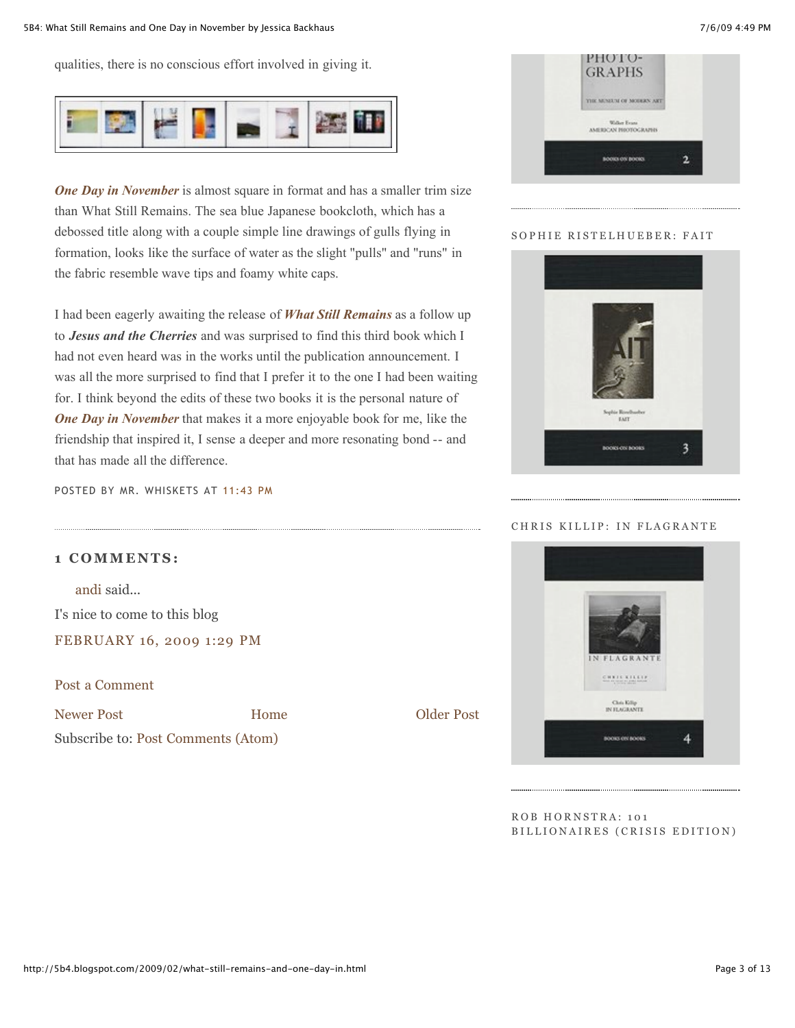qualities, there is no conscious effort involved in giving it.

***One Day in November*** is almost square in format and has a smaller trim size than What Still Remains. The sea blue Japanese bookcloth, which has a debossed title along with a couple simple line drawings of gulls flying in formation, looks like the surface of water as the slight "pulls" and "runs" in the fabric resemble wave tips and foamy white caps.

I had been eagerly awaiting the release of ***What Still Remains*** as a follow up to ***Jesus and the Cherries*** and was surprised to find this third book which I had not even heard was in the works until the publication announcement. I was all the more surprised to find that I prefer it to the one I had been waiting for. I think beyond the edits of these two books it is the personal nature of ***One Day in November*** that makes it a more enjoyable book for me, like the friendship that inspired it, I sense a deeper and more resonating bond -- and that has made all the difference.

POSTED BY MR. WHISKETS AT 11:43 PM

## 1 COMMENTS:

andi said...

I's nice to come to this blog

FEBRUARY 16, 2009 1:29 PM

Post a Comment

Newer Post Home Older Post

Subscribe to: Post Comments (Atom)

SOPHIE RISTELHUEBER: FAIT

CHRIS KILLIP: IN FLAGRANTE

ROB HORNSTRA: 101 BILLIONAIRES (CRISIS EDITION)